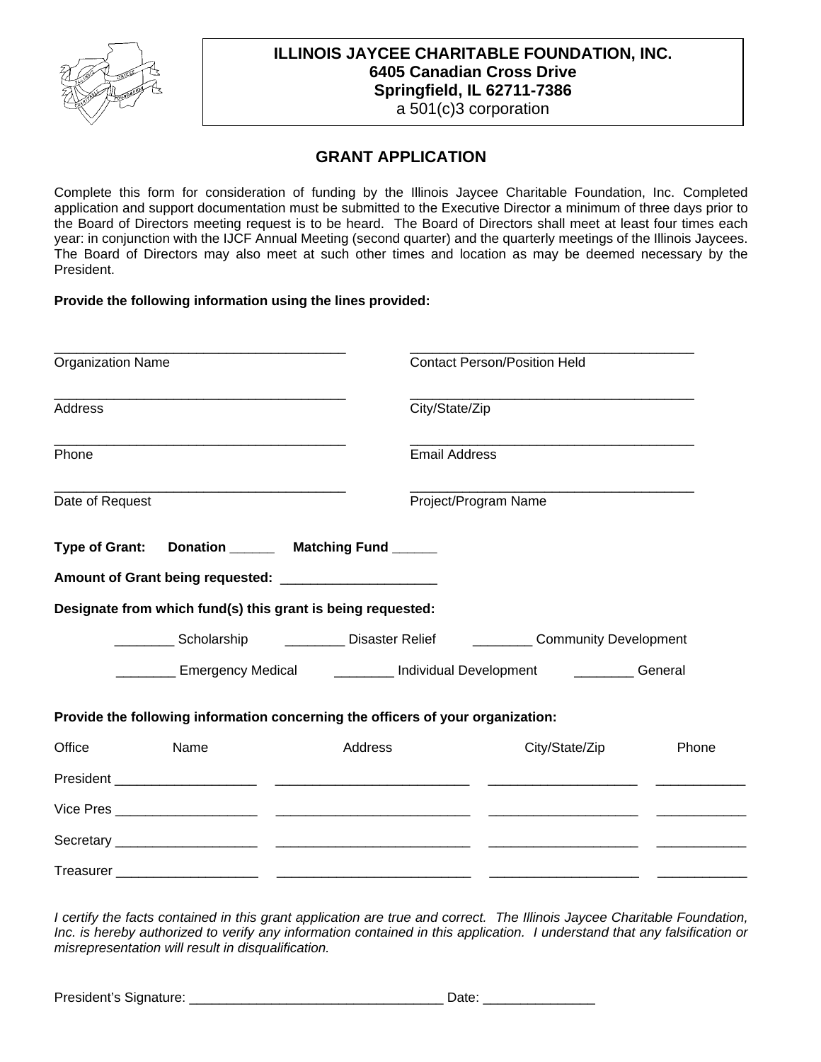**ILLINOIS JAYCEE CHARITABLE FOUNDATION, INC.**
**6405 Canadian Cross Drive**
**Springfield, IL 62711-7386**
a 501(c)3 corporation

## GRANT APPLICATION

Complete this form for consideration of funding by the Illinois Jaycee Charitable Foundation, Inc. Completed application and support documentation must be submitted to the Executive Director a minimum of three days prior to the Board of Directors meeting request is to be heard. The Board of Directors shall meet at least four times each year: in conjunction with the IJCF Annual Meeting (second quarter) and the quarterly meetings of the Illinois Jaycees. The Board of Directors may also meet at such other times and location as may be deemed necessary by the President.

**Provide the following information using the lines provided:**

______________________________________ Organization Name

______________________________________ Contact Person/Position Held

______________________________________ Address

______________________________________ City/State/Zip

______________________________________ Phone

______________________________________ Email Address

______________________________________ Date of Request

______________________________________ Project/Program Name

**Type of Grant: Donation ______ Matching Fund ______**

**Amount of Grant being requested:** ____________________

**Designate from which fund(s) this grant is being requested:**

________ Scholarship ________ Disaster Relief ________ Community Development

________ Emergency Medical ________ Individual Development ________ General

**Provide the following information concerning the officers of your organization:**

| Office | Name | Address | City/State/Zip | Phone |
|---|---|---|---|---|
| President | ___________________ | __________________________ | ___________________ | ____________ |
| Vice Pres | ___________________ | __________________________ | ___________________ | ____________ |
| Secretary | ___________________ | __________________________ | ___________________ | ____________ |
| Treasurer | ___________________ | __________________________ | ___________________ | ____________ |

*I certify the facts contained in this grant application are true and correct. The Illinois Jaycee Charitable Foundation, Inc. is hereby authorized to verify any information contained in this application. I understand that any falsification or misrepresentation will result in disqualification.*

President's Signature: __________________________________ Date: _______________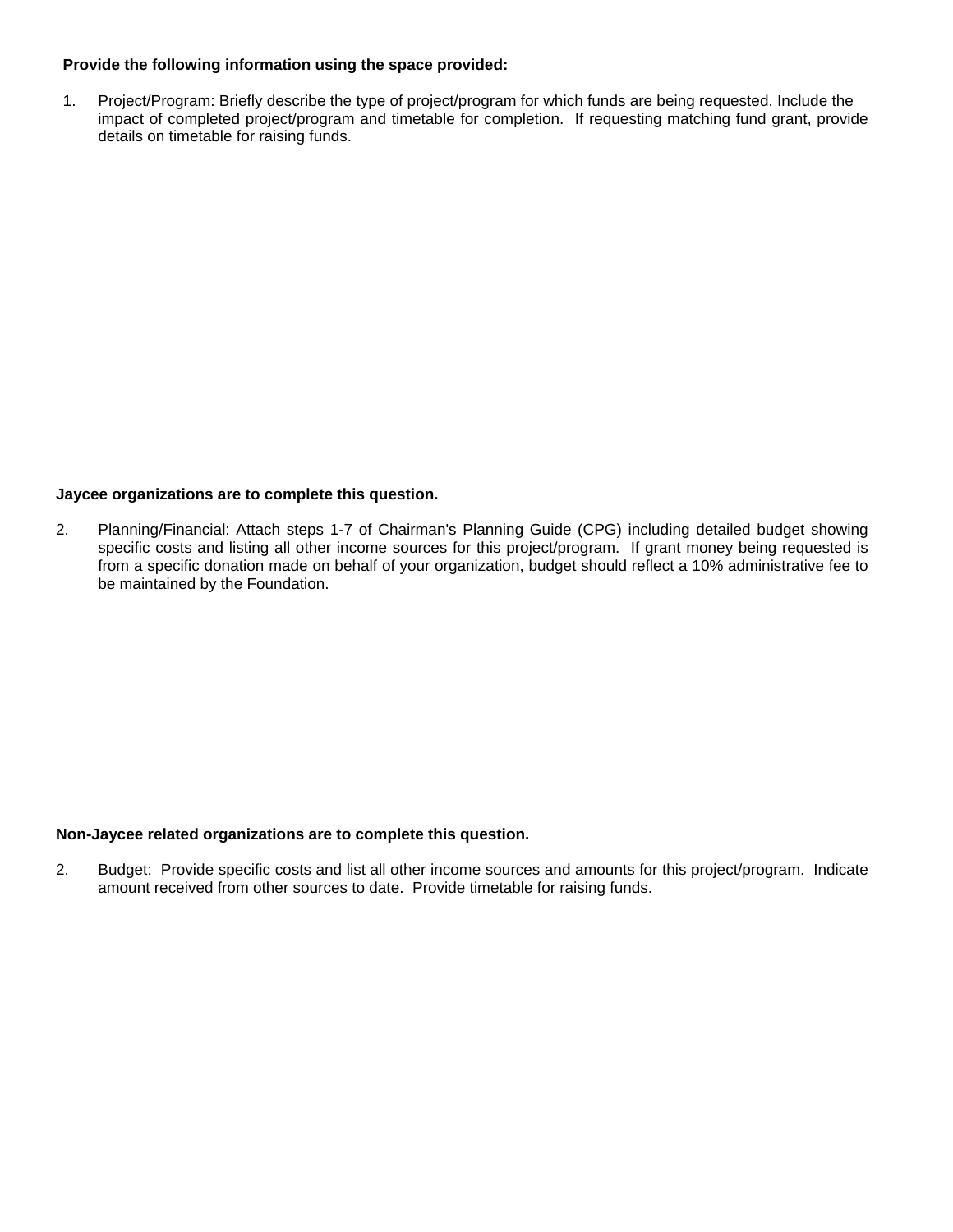**Provide the following information using the space provided:**

1. Project/Program: Briefly describe the type of project/program for which funds are being requested. Include the impact of completed project/program and timetable for completion. If requesting matching fund grant, provide details on timetable for raising funds.

**Jaycee organizations are to complete this question.**

2. Planning/Financial: Attach steps 1-7 of Chairman's Planning Guide (CPG) including detailed budget showing specific costs and listing all other income sources for this project/program. If grant money being requested is from a specific donation made on behalf of your organization, budget should reflect a 10% administrative fee to be maintained by the Foundation.

**Non-Jaycee related organizations are to complete this question.**

2. Budget: Provide specific costs and list all other income sources and amounts for this project/program. Indicate amount received from other sources to date. Provide timetable for raising funds.